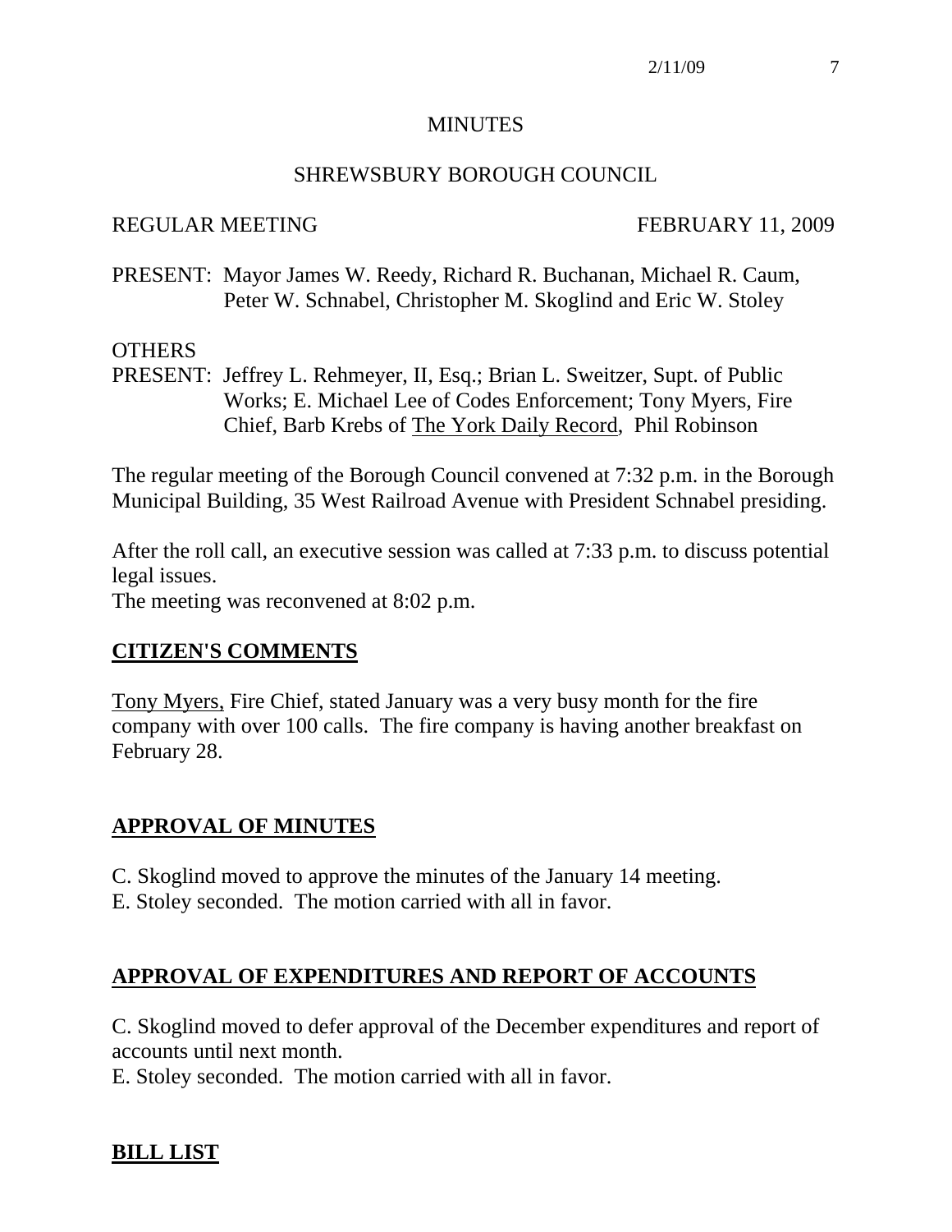# MINUTES

## SHREWSBURY BOROUGH COUNCIL

REGULAR MEETING FEBRUARY 11, 2009

PRESENT: Mayor James W. Reedy, Richard R. Buchanan, Michael R. Caum, Peter W. Schnabel, Christopher M. Skoglind and Eric W. Stoley

OTHERS
PRESENT: Jeffrey L. Rehmeyer, II, Esq.; Brian L. Sweitzer, Supt. of Public Works; E. Michael Lee of Codes Enforcement; Tony Myers, Fire Chief, Barb Krebs of The York Daily Record, Phil Robinson

The regular meeting of the Borough Council convened at 7:32 p.m. in the Borough Municipal Building, 35 West Railroad Avenue with President Schnabel presiding.

After the roll call, an executive session was called at 7:33 p.m. to discuss potential legal issues.
The meeting was reconvened at 8:02 p.m.

## CITIZEN'S COMMENTS

Tony Myers, Fire Chief, stated January was a very busy month for the fire company with over 100 calls. The fire company is having another breakfast on February 28.

## APPROVAL OF MINUTES

C. Skoglind moved to approve the minutes of the January 14 meeting.
E. Stoley seconded. The motion carried with all in favor.

## APPROVAL OF EXPENDITURES AND REPORT OF ACCOUNTS

C. Skoglind moved to defer approval of the December expenditures and report of accounts until next month.
E. Stoley seconded. The motion carried with all in favor.

## BILL LIST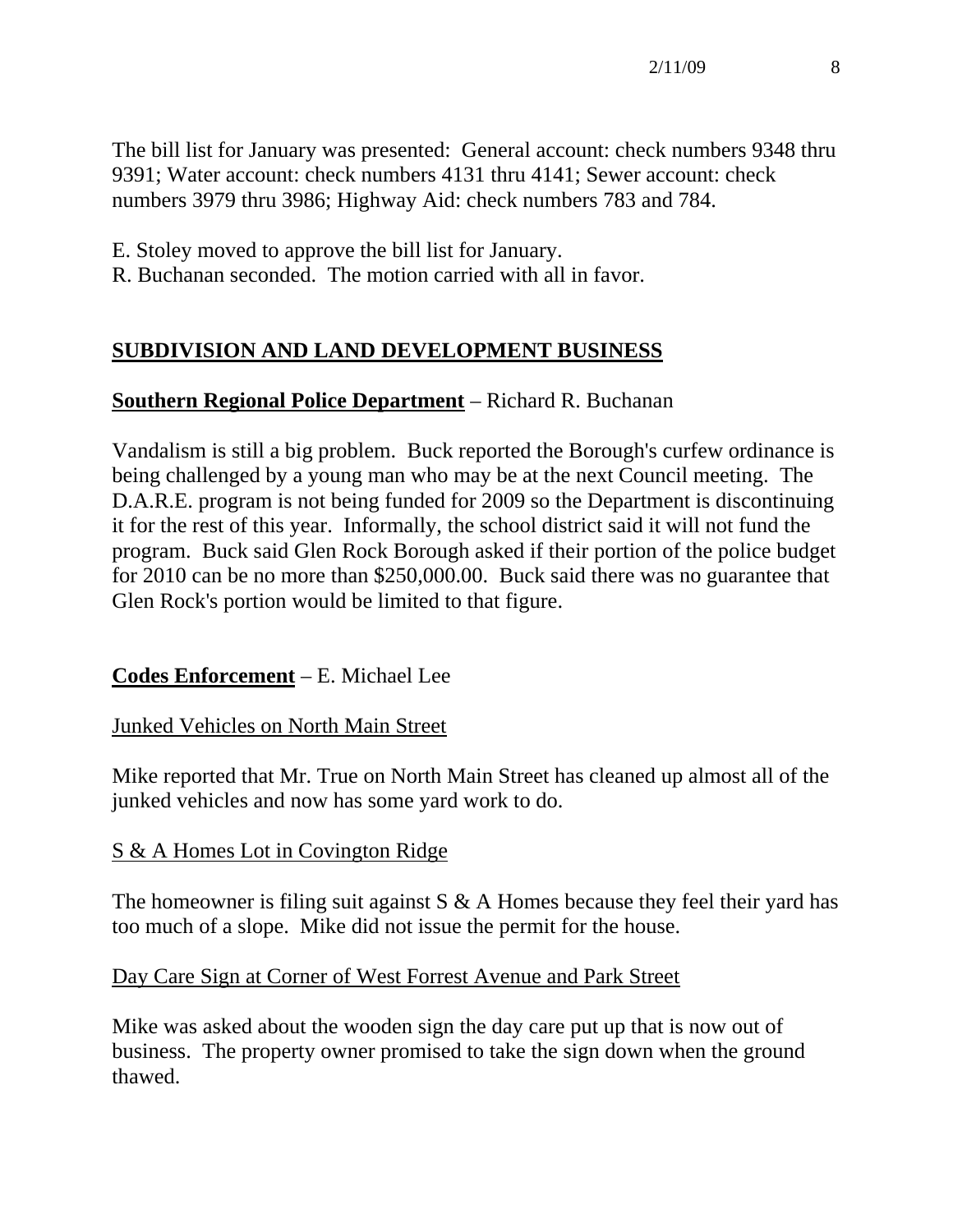The bill list for January was presented: General account: check numbers 9348 thru 9391; Water account: check numbers 4131 thru 4141; Sewer account: check numbers 3979 thru 3986; Highway Aid: check numbers 783 and 784.

E. Stoley moved to approve the bill list for January.
R. Buchanan seconded. The motion carried with all in favor.

## SUBDIVISION AND LAND DEVELOPMENT BUSINESS

**Southern Regional Police Department** – Richard R. Buchanan

Vandalism is still a big problem. Buck reported the Borough's curfew ordinance is being challenged by a young man who may be at the next Council meeting. The D.A.R.E. program is not being funded for 2009 so the Department is discontinuing it for the rest of this year. Informally, the school district said it will not fund the program. Buck said Glen Rock Borough asked if their portion of the police budget for 2010 can be no more than $250,000.00. Buck said there was no guarantee that Glen Rock's portion would be limited to that figure.

**Codes Enforcement** – E. Michael Lee

Junked Vehicles on North Main Street

Mike reported that Mr. True on North Main Street has cleaned up almost all of the junked vehicles and now has some yard work to do.

S & A Homes Lot in Covington Ridge

The homeowner is filing suit against S & A Homes because they feel their yard has too much of a slope. Mike did not issue the permit for the house.

Day Care Sign at Corner of West Forrest Avenue and Park Street

Mike was asked about the wooden sign the day care put up that is now out of business. The property owner promised to take the sign down when the ground thawed.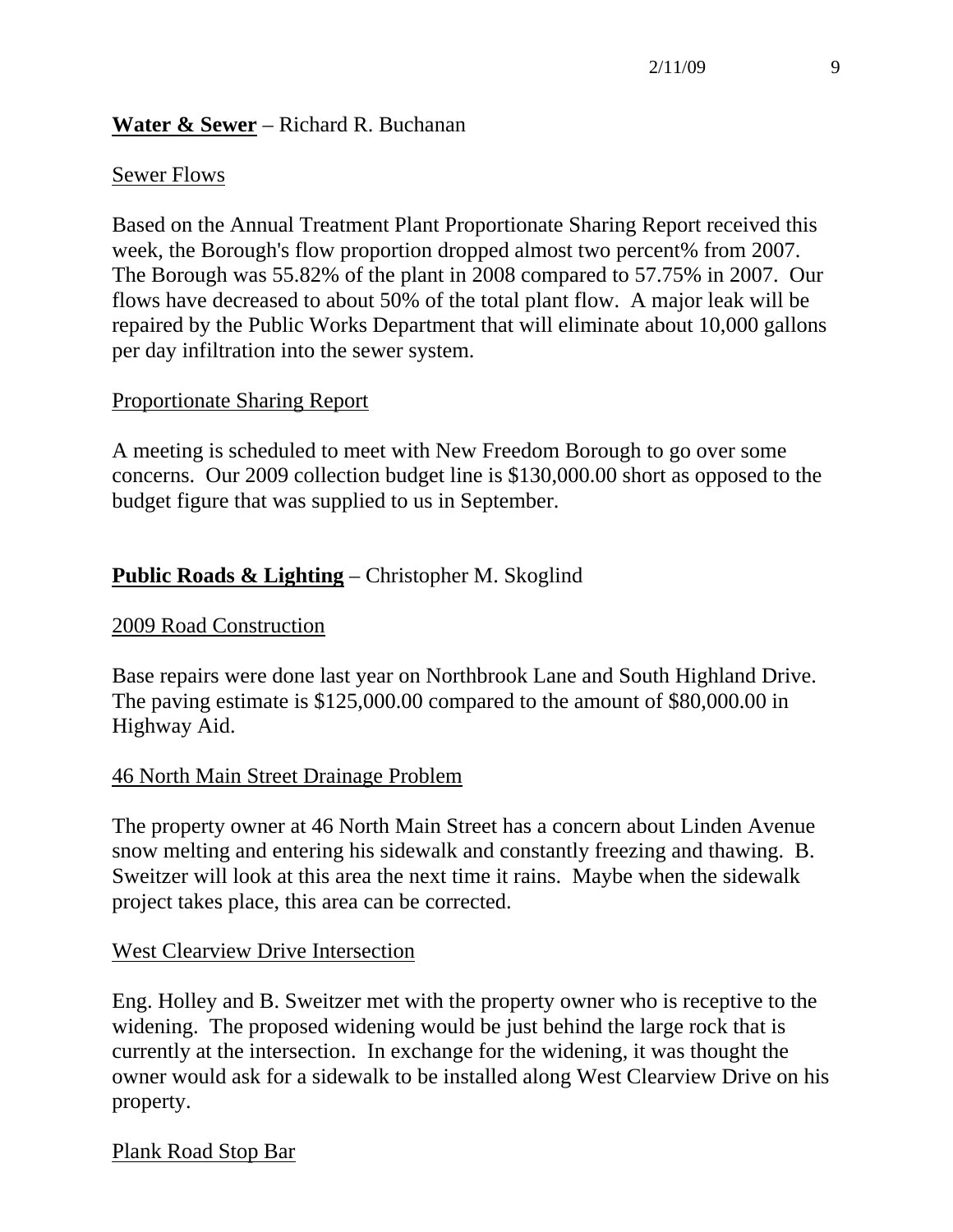**Water & Sewer** – Richard R. Buchanan

Sewer Flows

Based on the Annual Treatment Plant Proportionate Sharing Report received this week, the Borough's flow proportion dropped almost two percent% from 2007. The Borough was 55.82% of the plant in 2008 compared to 57.75% in 2007. Our flows have decreased to about 50% of the total plant flow. A major leak will be repaired by the Public Works Department that will eliminate about 10,000 gallons per day infiltration into the sewer system.

Proportionate Sharing Report

A meeting is scheduled to meet with New Freedom Borough to go over some concerns. Our 2009 collection budget line is $130,000.00 short as opposed to the budget figure that was supplied to us in September.

**Public Roads & Lighting** – Christopher M. Skoglind

2009 Road Construction

Base repairs were done last year on Northbrook Lane and South Highland Drive. The paving estimate is $125,000.00 compared to the amount of $80,000.00 in Highway Aid.

46 North Main Street Drainage Problem

The property owner at 46 North Main Street has a concern about Linden Avenue snow melting and entering his sidewalk and constantly freezing and thawing. B. Sweitzer will look at this area the next time it rains. Maybe when the sidewalk project takes place, this area can be corrected.

West Clearview Drive Intersection

Eng. Holley and B. Sweitzer met with the property owner who is receptive to the widening. The proposed widening would be just behind the large rock that is currently at the intersection. In exchange for the widening, it was thought the owner would ask for a sidewalk to be installed along West Clearview Drive on his property.

Plank Road Stop Bar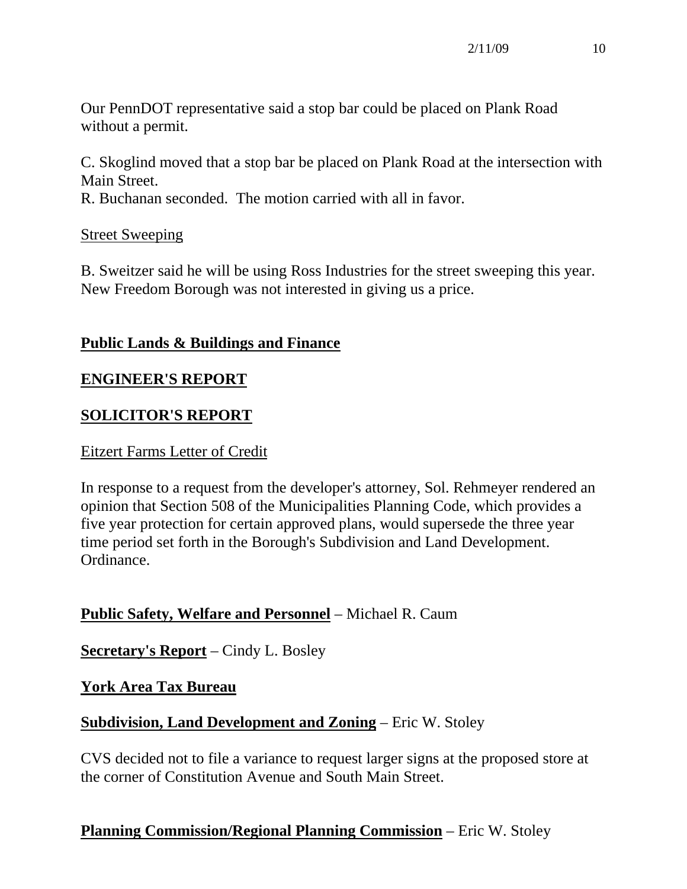Our PennDOT representative said a stop bar could be placed on Plank Road without a permit.

C. Skoglind moved that a stop bar be placed on Plank Road at the intersection with Main Street.
R. Buchanan seconded. The motion carried with all in favor.

Street Sweeping

B. Sweitzer said he will be using Ross Industries for the street sweeping this year. New Freedom Borough was not interested in giving us a price.

**Public Lands & Buildings and Finance**

**ENGINEER'S REPORT**

**SOLICITOR'S REPORT**

Eitzert Farms Letter of Credit

In response to a request from the developer's attorney, Sol. Rehmeyer rendered an opinion that Section 508 of the Municipalities Planning Code, which provides a five year protection for certain approved plans, would supersede the three year time period set forth in the Borough's Subdivision and Land Development. Ordinance.

**Public Safety, Welfare and Personnel** – Michael R. Caum

**Secretary's Report** – Cindy L. Bosley

**York Area Tax Bureau**

**Subdivision, Land Development and Zoning** – Eric W. Stoley

CVS decided not to file a variance to request larger signs at the proposed store at the corner of Constitution Avenue and South Main Street.

**Planning Commission/Regional Planning Commission** – Eric W. Stoley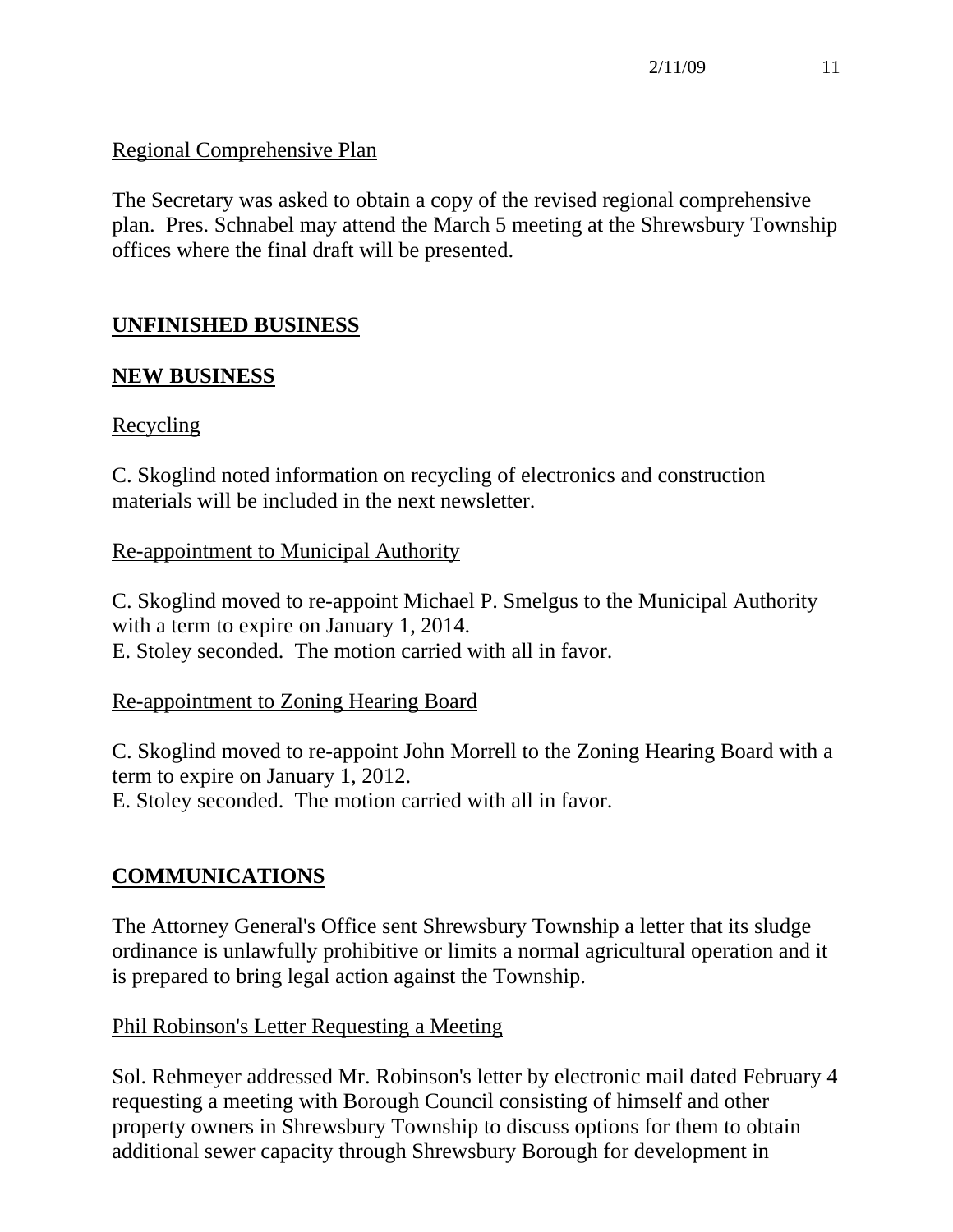Regional Comprehensive Plan

The Secretary was asked to obtain a copy of the revised regional comprehensive plan. Pres. Schnabel may attend the March 5 meeting at the Shrewsbury Township offices where the final draft will be presented.

## UNFINISHED BUSINESS

## NEW BUSINESS

Recycling

C. Skoglind noted information on recycling of electronics and construction materials will be included in the next newsletter.

Re-appointment to Municipal Authority

C. Skoglind moved to re-appoint Michael P. Smelgus to the Municipal Authority with a term to expire on January 1, 2014.
E. Stoley seconded. The motion carried with all in favor.

Re-appointment to Zoning Hearing Board

C. Skoglind moved to re-appoint John Morrell to the Zoning Hearing Board with a term to expire on January 1, 2012.
E. Stoley seconded. The motion carried with all in favor.

## COMMUNICATIONS

The Attorney General's Office sent Shrewsbury Township a letter that its sludge ordinance is unlawfully prohibitive or limits a normal agricultural operation and it is prepared to bring legal action against the Township.

Phil Robinson's Letter Requesting a Meeting

Sol. Rehmeyer addressed Mr. Robinson's letter by electronic mail dated February 4 requesting a meeting with Borough Council consisting of himself and other property owners in Shrewsbury Township to discuss options for them to obtain additional sewer capacity through Shrewsbury Borough for development in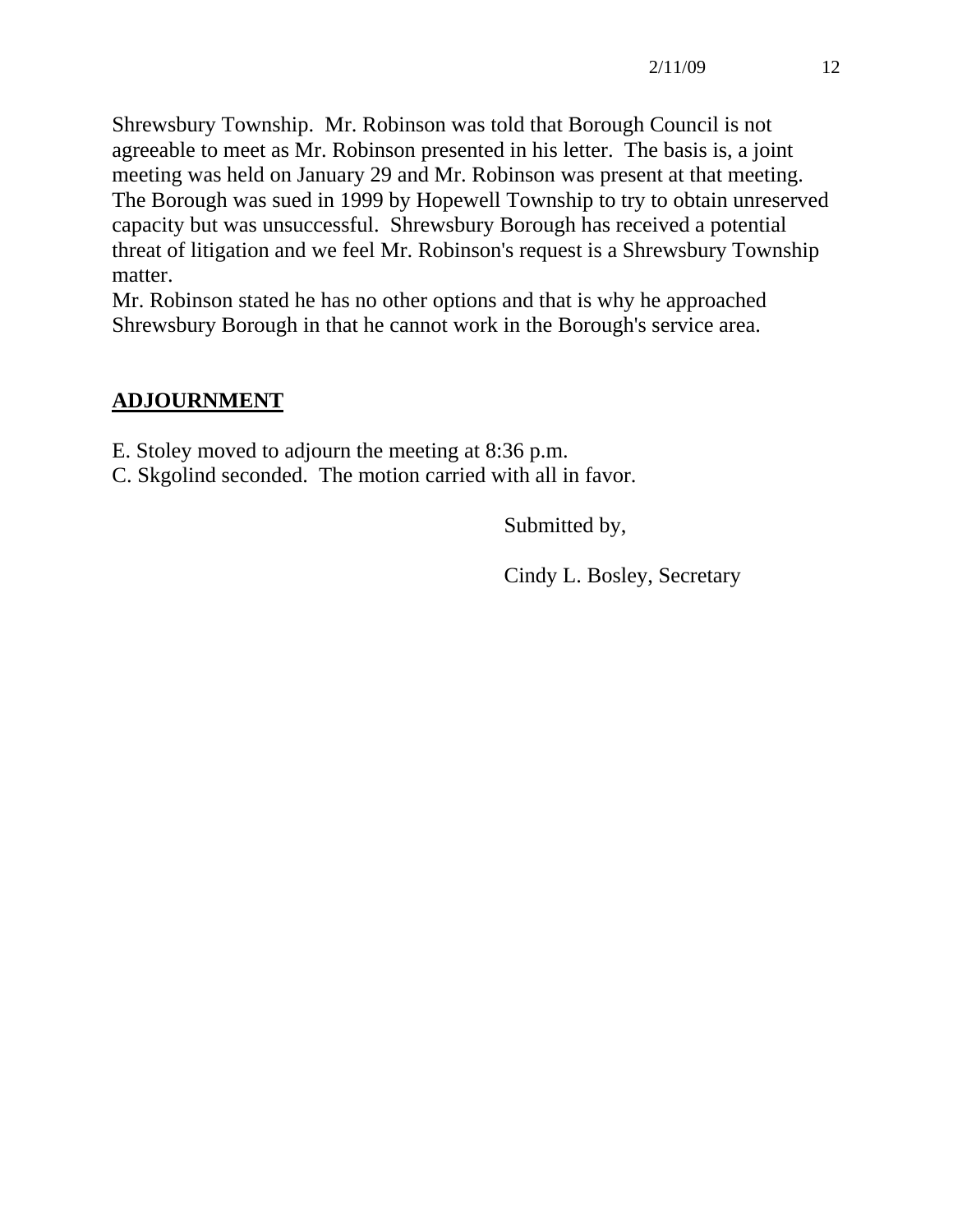Shrewsbury Township. Mr. Robinson was told that Borough Council is not agreeable to meet as Mr. Robinson presented in his letter. The basis is, a joint meeting was held on January 29 and Mr. Robinson was present at that meeting. The Borough was sued in 1999 by Hopewell Township to try to obtain unreserved capacity but was unsuccessful. Shrewsbury Borough has received a potential threat of litigation and we feel Mr. Robinson's request is a Shrewsbury Township matter.

Mr. Robinson stated he has no other options and that is why he approached Shrewsbury Borough in that he cannot work in the Borough's service area.

## ADJOURNMENT

E. Stoley moved to adjourn the meeting at 8:36 p.m.
C. Skgolind seconded. The motion carried with all in favor.

Submitted by,

Cindy L. Bosley, Secretary